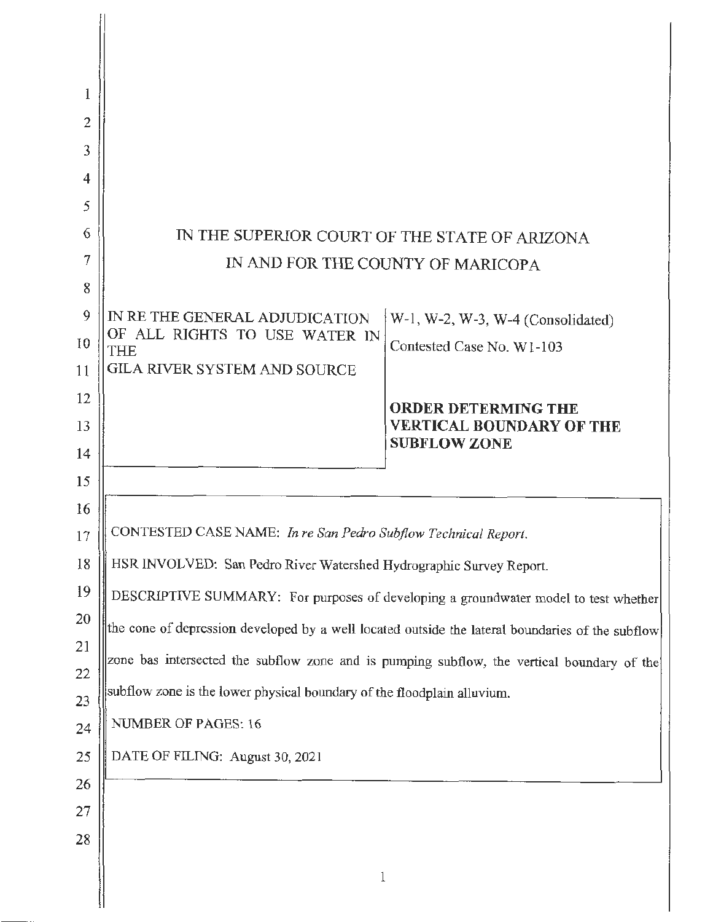# IN THE SUPERIOR COURT OF THE STATE OF ARIZONA
# IN AND FOR THE COUNTY OF MARICOPA

| | |
|---|---|
| IN RE THE GENERAL ADJUDICATION OF ALL RIGHTS TO USE WATER IN THE GILA RIVER SYSTEM AND SOURCE | W-1, W-2, W-3, W-4 (Consolidated)<br><br>Contested Case No. W1-103<br><br>**ORDER DETERMING THE VERTICAL BOUNDARY OF THE SUBFLOW ZONE** |

CONTESTED CASE NAME: *In re San Pedro Subflow Technical Report.*

HSR INVOLVED: San Pedro River Watershed Hydrographic Survey Report.

DESCRIPTIVE SUMMARY: For purposes of developing a groundwater model to test whether the cone of depression developed by a well located outside the lateral boundaries of the subflow zone has intersected the subflow zone and is pumping subflow, the vertical boundary of the subflow zone is the lower physical boundary of the floodplain alluvium.

NUMBER OF PAGES: 16

DATE OF FILING: August 30, 2021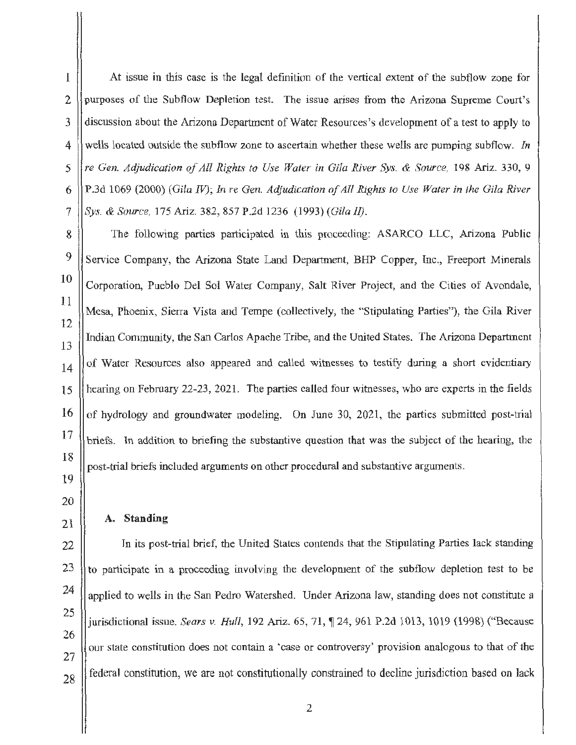At issue in this case is the legal definition of the vertical extent of the subflow zone for purposes of the Subflow Depletion test. The issue arises from the Arizona Supreme Court's discussion about the Arizona Department of Water Resources's development of a test to apply to wells located outside the subflow zone to ascertain whether these wells are pumping subflow. *In re Gen. Adjudication of All Rights to Use Water in Gila River Sys. & Source,* 198 Ariz. 330, 9 P.3d 1069 (2000) (*Gila IV*); *In re Gen. Adjudication of All Rights to Use Water in the Gila River Sys. & Source,* 175 Ariz. 382, 857 P.2d 1236 (1993) (*Gila II*).

The following parties participated in this proceeding: ASARCO LLC, Arizona Public Service Company, the Arizona State Land Department, BHP Copper, Inc., Freeport Minerals Corporation, Pueblo Del Sol Water Company, Salt River Project, and the Cities of Avondale, Mesa, Phoenix, Sierra Vista and Tempe (collectively, the "Stipulating Parties"), the Gila River Indian Community, the San Carlos Apache Tribe, and the United States. The Arizona Department of Water Resources also appeared and called witnesses to testify during a short evidentiary hearing on February 22-23, 2021. The parties called four witnesses, who are experts in the fields of hydrology and groundwater modeling. On June 30, 2021, the parties submitted post-trial briefs. In addition to briefing the substantive question that was the subject of the hearing, the post-trial briefs included arguments on other procedural and substantive arguments.

**A. Standing**

In its post-trial brief, the United States contends that the Stipulating Parties lack standing to participate in a proceeding involving the development of the subflow depletion test to be applied to wells in the San Pedro Watershed. Under Arizona law, standing does not constitute a jurisdictional issue. *Sears v. Hull*, 192 Ariz. 65, 71, ¶ 24, 961 P.2d 1013, 1019 (1998) ("Because our state constitution does not contain a 'case or controversy' provision analogous to that of the federal constitution, we are not constitutionally constrained to decline jurisdiction based on lack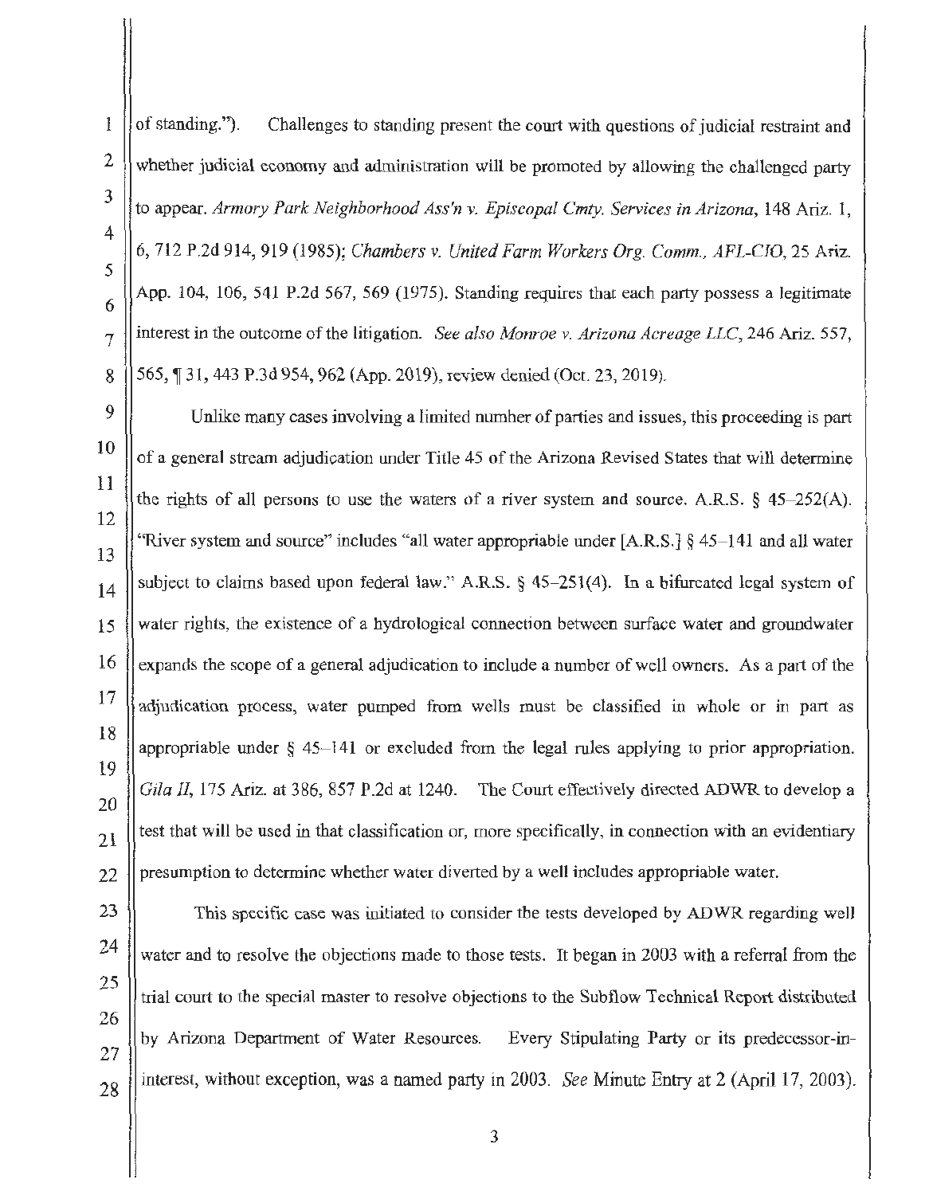of standing."). Challenges to standing present the court with questions of judicial restraint and whether judicial economy and administration will be promoted by allowing the challenged party to appear. *Armory Park Neighborhood Ass'n v. Episcopal Cmty. Services in Arizona*, 148 Ariz. 1, 6, 712 P.2d 914, 919 (1985); *Chambers v. United Farm Workers Org. Comm., AFL-CIO*, 25 Ariz. App. 104, 106, 541 P.2d 567, 569 (1975). Standing requires that each party possess a legitimate interest in the outcome of the litigation. *See also Monroe v. Arizona Acreage LLC*, 246 Ariz. 557, 565, ¶ 31, 443 P.3d 954, 962 (App. 2019), review denied (Oct. 23, 2019).

Unlike many cases involving a limited number of parties and issues, this proceeding is part of a general stream adjudication under Title 45 of the Arizona Revised States that will determine the rights of all persons to use the waters of a river system and source. A.R.S. § 45–252(A). "River system and source" includes "all water appropriable under [A.R.S.] § 45–141 and all water subject to claims based upon federal law." A.R.S. § 45–251(4). In a bifurcated legal system of water rights, the existence of a hydrological connection between surface water and groundwater expands the scope of a general adjudication to include a number of well owners. As a part of the adjudication process, water pumped from wells must be classified in whole or in part as appropriable under § 45–141 or excluded from the legal rules applying to prior appropriation. *Gila II*, 175 Ariz. at 386, 857 P.2d at 1240. The Court effectively directed ADWR to develop a test that will be used in that classification or, more specifically, in connection with an evidentiary presumption to determine whether water diverted by a well includes appropriable water.

This specific case was initiated to consider the tests developed by ADWR regarding well water and to resolve the objections made to those tests. It began in 2003 with a referral from the trial court to the special master to resolve objections to the Subflow Technical Report distributed by Arizona Department of Water Resources. Every Stipulating Party or its predecessor-in-interest, without exception, was a named party in 2003. *See* Minute Entry at 2 (April 17, 2003).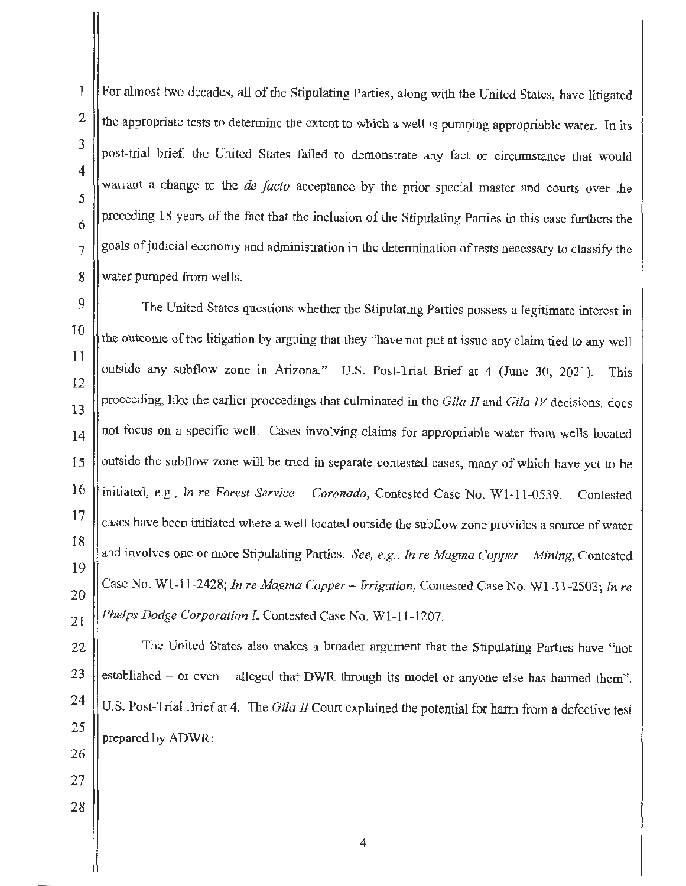For almost two decades, all of the Stipulating Parties, along with the United States, have litigated the appropriate tests to determine the extent to which a well is pumping appropriable water. In its post-trial brief, the United States failed to demonstrate any fact or circumstance that would warrant a change to the *de facto* acceptance by the prior special master and courts over the preceding 18 years of the fact that the inclusion of the Stipulating Parties in this case furthers the goals of judicial economy and administration in the determination of tests necessary to classify the water pumped from wells.

The United States questions whether the Stipulating Parties possess a legitimate interest in the outcome of the litigation by arguing that they "have not put at issue any claim tied to any well outside any subflow zone in Arizona." U.S. Post-Trial Brief at 4 (June 30, 2021). This proceeding, like the earlier proceedings that culminated in the *Gila II* and *Gila IV* decisions, does not focus on a specific well. Cases involving claims for appropriable water from wells located outside the subflow zone will be tried in separate contested cases, many of which have yet to be initiated, e.g., *In re Forest Service – Coronado*, Contested Case No. W1-11-0539. Contested cases have been initiated where a well located outside the subflow zone provides a source of water and involves one or more Stipulating Parties. *See, e.g., In re Magma Copper – Mining*, Contested Case No. W1-11-2428; *In re Magma Copper – Irrigation*, Contested Case No. W1-11-2503; *In re Phelps Dodge Corporation I*, Contested Case No. W1-11-1207.

The United States also makes a broader argument that the Stipulating Parties have "not established – or even – alleged that DWR through its model or anyone else has harmed them". U.S. Post-Trial Brief at 4. The *Gila II* Court explained the potential for harm from a defective test prepared by ADWR: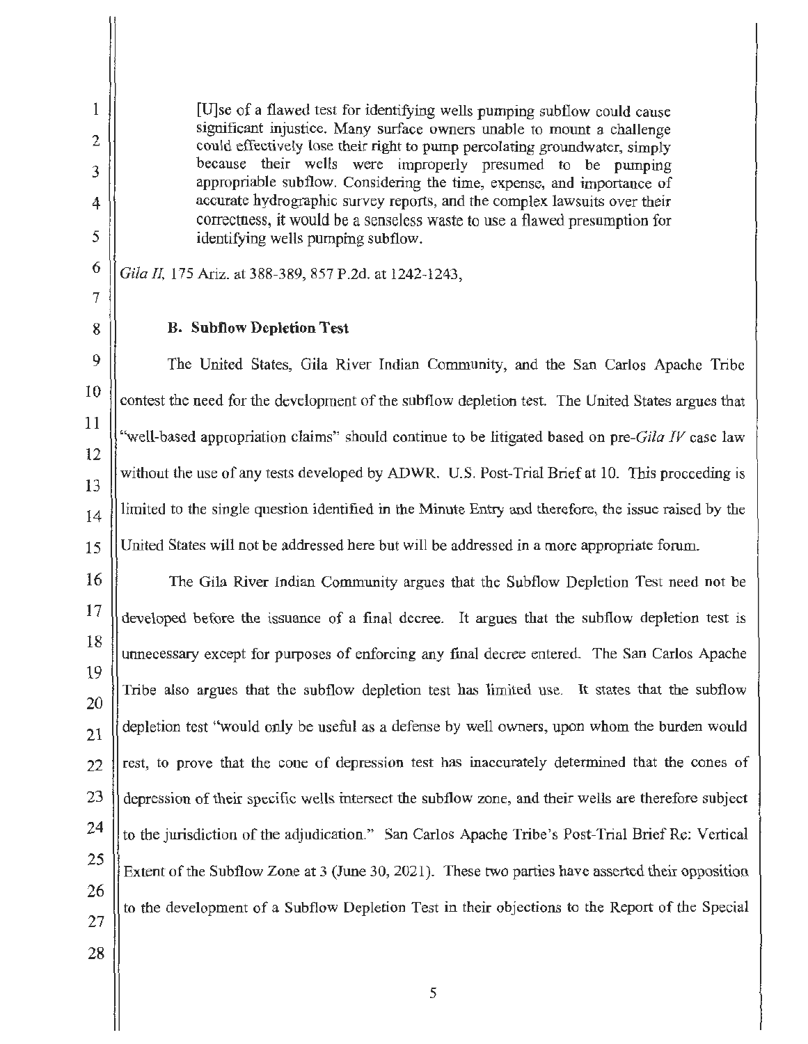> [U]se of a flawed test for identifying wells pumping subflow could cause significant injustice. Many surface owners unable to mount a challenge could effectively lose their right to pump percolating groundwater, simply because their wells were improperly presumed to be pumping appropriable subflow. Considering the time, expense, and importance of accurate hydrographic survey reports, and the complex lawsuits over their correctness, it would be a senseless waste to use a flawed presumption for identifying wells pumping subflow.

*Gila II*, 175 Ariz. at 388-389, 857 P.2d. at 1242-1243,

**B. Subflow Depletion Test**

The United States, Gila River Indian Community, and the San Carlos Apache Tribe contest the need for the development of the subflow depletion test. The United States argues that "well-based appropriation claims" should continue to be litigated based on pre-*Gila IV* case law without the use of any tests developed by ADWR. U.S. Post-Trial Brief at 10. This proceeding is limited to the single question identified in the Minute Entry and therefore, the issue raised by the United States will not be addressed here but will be addressed in a more appropriate forum.

The Gila River Indian Community argues that the Subflow Depletion Test need not be developed before the issuance of a final decree. It argues that the subflow depletion test is unnecessary except for purposes of enforcing any final decree entered. The San Carlos Apache Tribe also argues that the subflow depletion test has limited use. It states that the subflow depletion test "would only be useful as a defense by well owners, upon whom the burden would rest, to prove that the cone of depression test has inaccurately determined that the cones of depression of their specific wells intersect the subflow zone, and their wells are therefore subject to the jurisdiction of the adjudication." San Carlos Apache Tribe's Post-Trial Brief Re: Vertical Extent of the Subflow Zone at 3 (June 30, 2021). These two parties have asserted their opposition to the development of a Subflow Depletion Test in their objections to the Report of the Special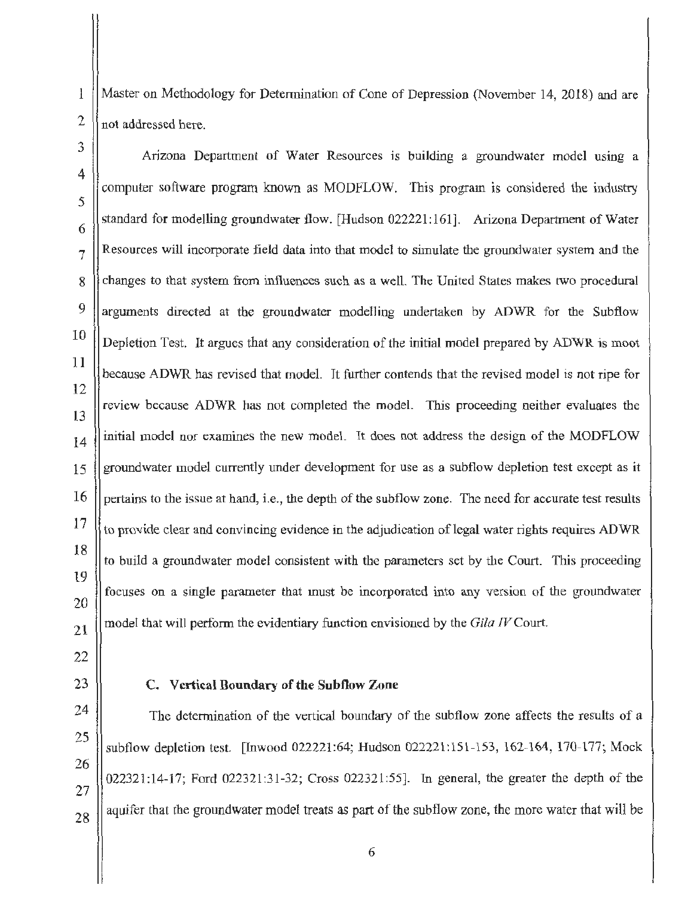Master on Methodology for Determination of Cone of Depression (November 14, 2018) and are not addressed here.

Arizona Department of Water Resources is building a groundwater model using a computer software program known as MODFLOW. This program is considered the industry standard for modelling groundwater flow. [Hudson 022221:161]. Arizona Department of Water Resources will incorporate field data into that model to simulate the groundwater system and the changes to that system from influences such as a well. The United States makes two procedural arguments directed at the groundwater modelling undertaken by ADWR for the Subflow Depletion Test. It argues that any consideration of the initial model prepared by ADWR is moot because ADWR has revised that model. It further contends that the revised model is not ripe for review because ADWR has not completed the model. This proceeding neither evaluates the initial model nor examines the new model. It does not address the design of the MODFLOW groundwater model currently under development for use as a subflow depletion test except as it pertains to the issue at hand, i.e., the depth of the subflow zone. The need for accurate test results to provide clear and convincing evidence in the adjudication of legal water rights requires ADWR to build a groundwater model consistent with the parameters set by the Court. This proceeding focuses on a single parameter that must be incorporated into any version of the groundwater model that will perform the evidentiary function envisioned by the *Gila IV* Court.

### C. Vertical Boundary of the Subflow Zone

The determination of the vertical boundary of the subflow zone affects the results of a subflow depletion test. [Inwood 022221:64; Hudson 022221:151-153, 162-164, 170-177; Mock 022321:14-17; Ford 022321:31-32; Cross 022321:55]. In general, the greater the depth of the aquifer that the groundwater model treats as part of the subflow zone, the more water that will be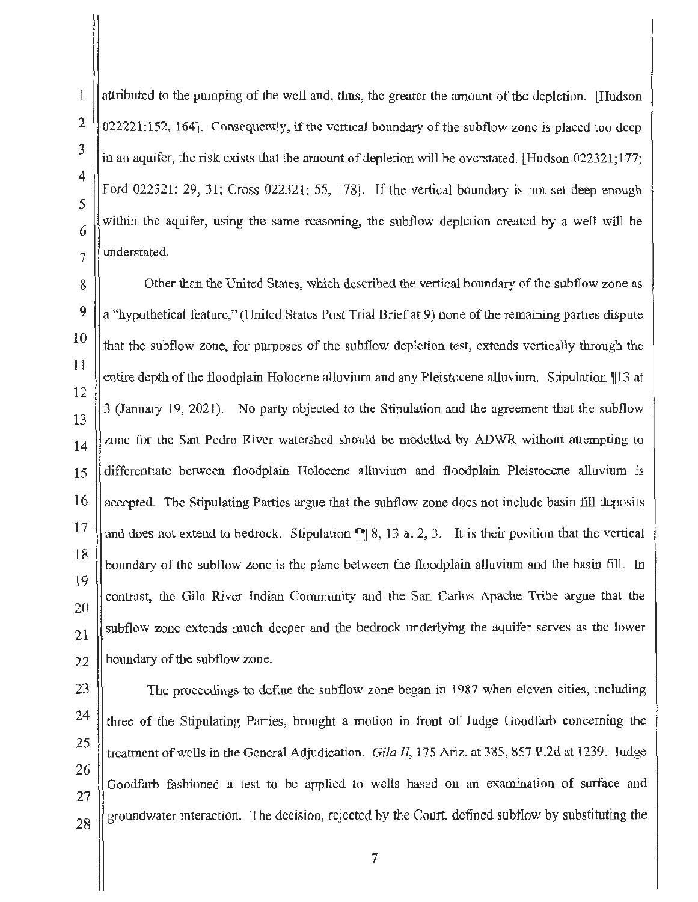attributed to the pumping of the well and, thus, the greater the amount of the depletion. [Hudson 022221:152, 164]. Consequently, if the vertical boundary of the subflow zone is placed too deep in an aquifer, the risk exists that the amount of depletion will be overstated. [Hudson 022321;177; Ford 022321: 29, 31; Cross 022321: 55, 178]. If the vertical boundary is not set deep enough within the aquifer, using the same reasoning, the subflow depletion created by a well will be understated.

Other than the United States, which described the vertical boundary of the subflow zone as a "hypothetical feature," (United States Post Trial Brief at 9) none of the remaining parties dispute that the subflow zone, for purposes of the subflow depletion test, extends vertically through the entire depth of the floodplain Holocene alluvium and any Pleistocene alluvium. Stipulation ¶13 at 3 (January 19, 2021). No party objected to the Stipulation and the agreement that the subflow zone for the San Pedro River watershed should be modelled by ADWR without attempting to differentiate between floodplain Holocene alluvium and floodplain Pleistocene alluvium is accepted. The Stipulating Parties argue that the subflow zone does not include basin fill deposits and does not extend to bedrock. Stipulation ¶¶ 8, 13 at 2, 3. It is their position that the vertical boundary of the subflow zone is the plane between the floodplain alluvium and the basin fill. In contrast, the Gila River Indian Community and the San Carlos Apache Tribe argue that the subflow zone extends much deeper and the bedrock underlying the aquifer serves as the lower boundary of the subflow zone.

The proceedings to define the subflow zone began in 1987 when eleven cities, including three of the Stipulating Parties, brought a motion in front of Judge Goodfarb concerning the treatment of wells in the General Adjudication. *Gila II*, 175 Ariz. at 385, 857 P.2d at 1239. Judge Goodfarb fashioned a test to be applied to wells based on an examination of surface and groundwater interaction. The decision, rejected by the Court, defined subflow by substituting the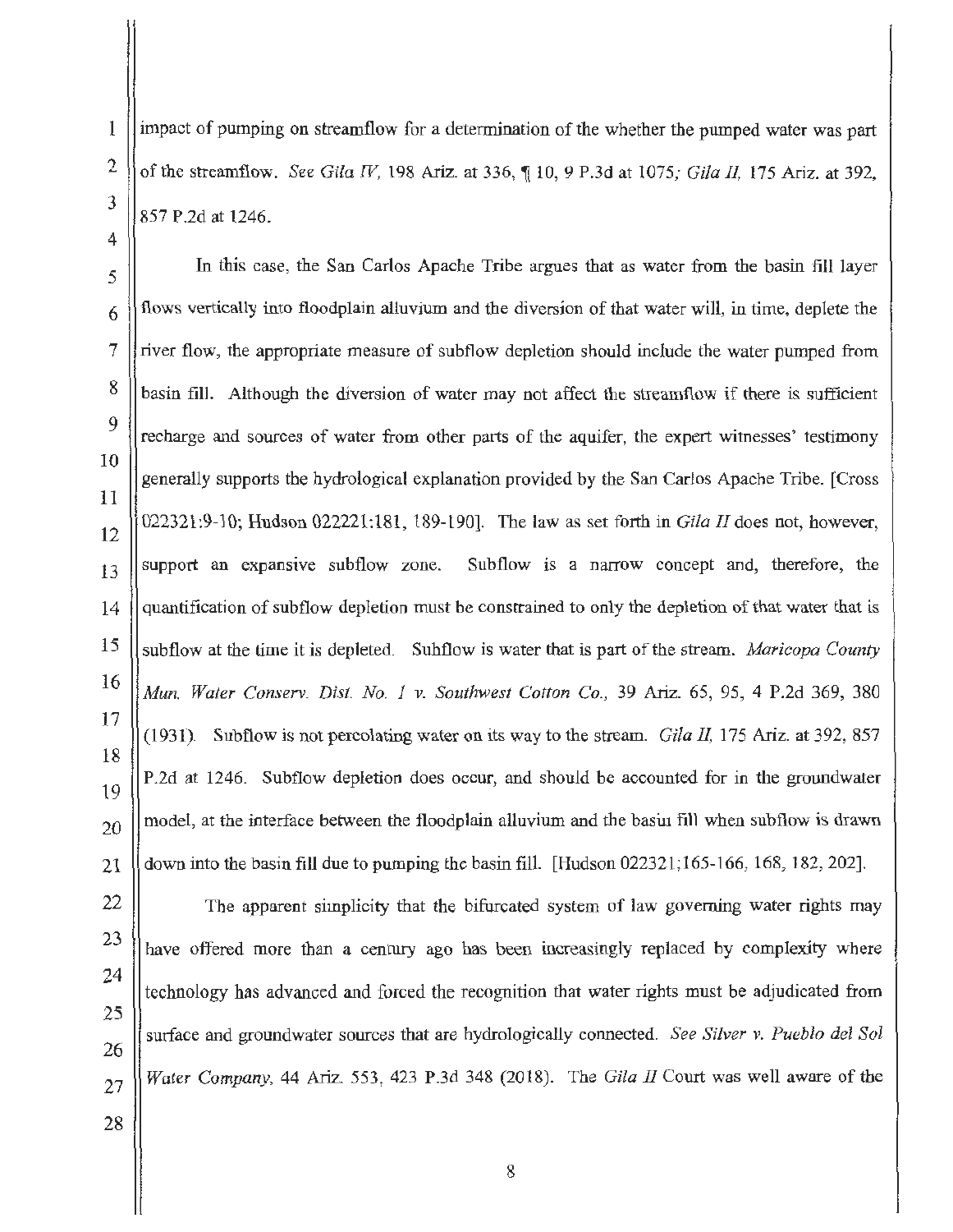impact of pumping on streamflow for a determination of the whether the pumped water was part of the streamflow. *See Gila IV*, 198 Ariz. at 336, ¶ 10, 9 P.3d at 1075; *Gila II*, 175 Ariz. at 392, 857 P.2d at 1246.

In this case, the San Carlos Apache Tribe argues that as water from the basin fill layer flows vertically into floodplain alluvium and the diversion of that water will, in time, deplete the river flow, the appropriate measure of subflow depletion should include the water pumped from basin fill. Although the diversion of water may not affect the streamflow if there is sufficient recharge and sources of water from other parts of the aquifer, the expert witnesses' testimony generally supports the hydrological explanation provided by the San Carlos Apache Tribe. [Cross 022321:9-10; Hudson 022221:181, 189-190]. The law as set forth in *Gila II* does not, however, support an expansive subflow zone. Subflow is a narrow concept and, therefore, the quantification of subflow depletion must be constrained to only the depletion of that water that is subflow at the time it is depleted. Subflow is water that is part of the stream. *Maricopa County Mun. Water Conserv. Dist. No. 1 v. Southwest Cotton Co.*, 39 Ariz. 65, 95, 4 P.2d 369, 380 (1931). Subflow is not percolating water on its way to the stream. *Gila II*, 175 Ariz. at 392, 857 P.2d at 1246. Subflow depletion does occur, and should be accounted for in the groundwater model, at the interface between the floodplain alluvium and the basin fill when subflow is drawn down into the basin fill due to pumping the basin fill. [Hudson 022321;165-166, 168, 182, 202].

The apparent simplicity that the bifurcated system of law governing water rights may have offered more than a century ago has been increasingly replaced by complexity where technology has advanced and forced the recognition that water rights must be adjudicated from surface and groundwater sources that are hydrologically connected. *See Silver v. Pueblo del Sol Water Company*, 44 Ariz. 553, 423 P.3d 348 (2018). The *Gila II* Court was well aware of the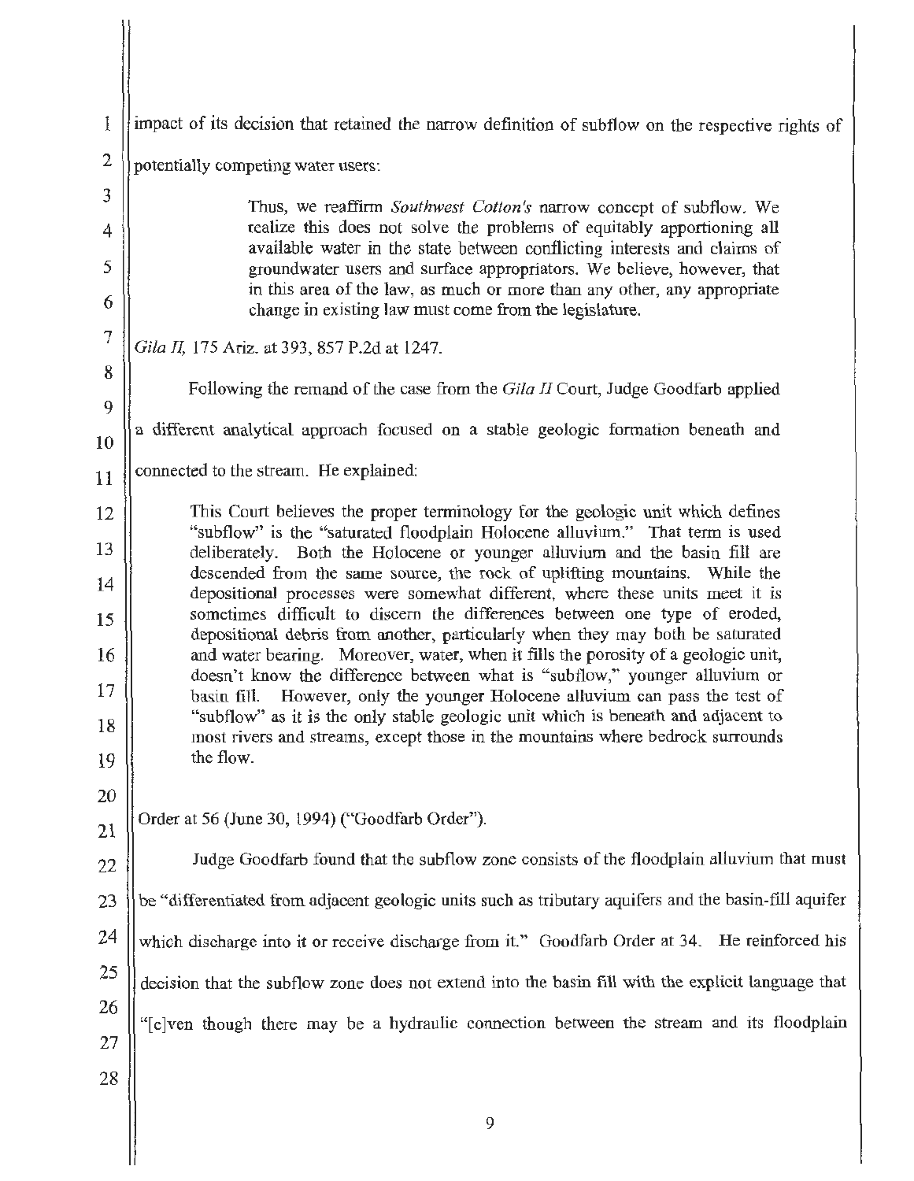impact of its decision that retained the narrow definition of subflow on the respective rights of potentially competing water users:

> Thus, we reaffirm *Southwest Cotton's* narrow concept of subflow. We realize this does not solve the problems of equitably apportioning all available water in the state between conflicting interests and claims of groundwater users and surface appropriators. We believe, however, that in this area of the law, as much or more than any other, any appropriate change in existing law must come from the legislature.

*Gila II,* 175 Ariz. at 393, 857 P.2d at 1247.

Following the remand of the case from the *Gila II* Court, Judge Goodfarb applied a different analytical approach focused on a stable geologic formation beneath and connected to the stream. He explained:

> This Court believes the proper terminology for the geologic unit which defines "subflow" is the "saturated floodplain Holocene alluvium." That term is used deliberately. Both the Holocene or younger alluvium and the basin fill are descended from the same source, the rock of uplifting mountains. While the depositional processes were somewhat different, where these units meet it is sometimes difficult to discern the differences between one type of eroded, depositional debris from another, particularly when they may both be saturated and water bearing. Moreover, water, when it fills the porosity of a geologic unit, doesn't know the difference between what is "subflow," younger alluvium or basin fill. However, only the younger Holocene alluvium can pass the test of "subflow" as it is the only stable geologic unit which is beneath and adjacent to most rivers and streams, except those in the mountains where bedrock surrounds the flow.

Order at 56 (June 30, 1994) ("Goodfarb Order").

Judge Goodfarb found that the subflow zone consists of the floodplain alluvium that must be "differentiated from adjacent geologic units such as tributary aquifers and the basin-fill aquifer which discharge into it or receive discharge from it." Goodfarb Order at 34. He reinforced his decision that the subflow zone does not extend into the basin fill with the explicit language that "[e]ven though there may be a hydraulic connection between the stream and its floodplain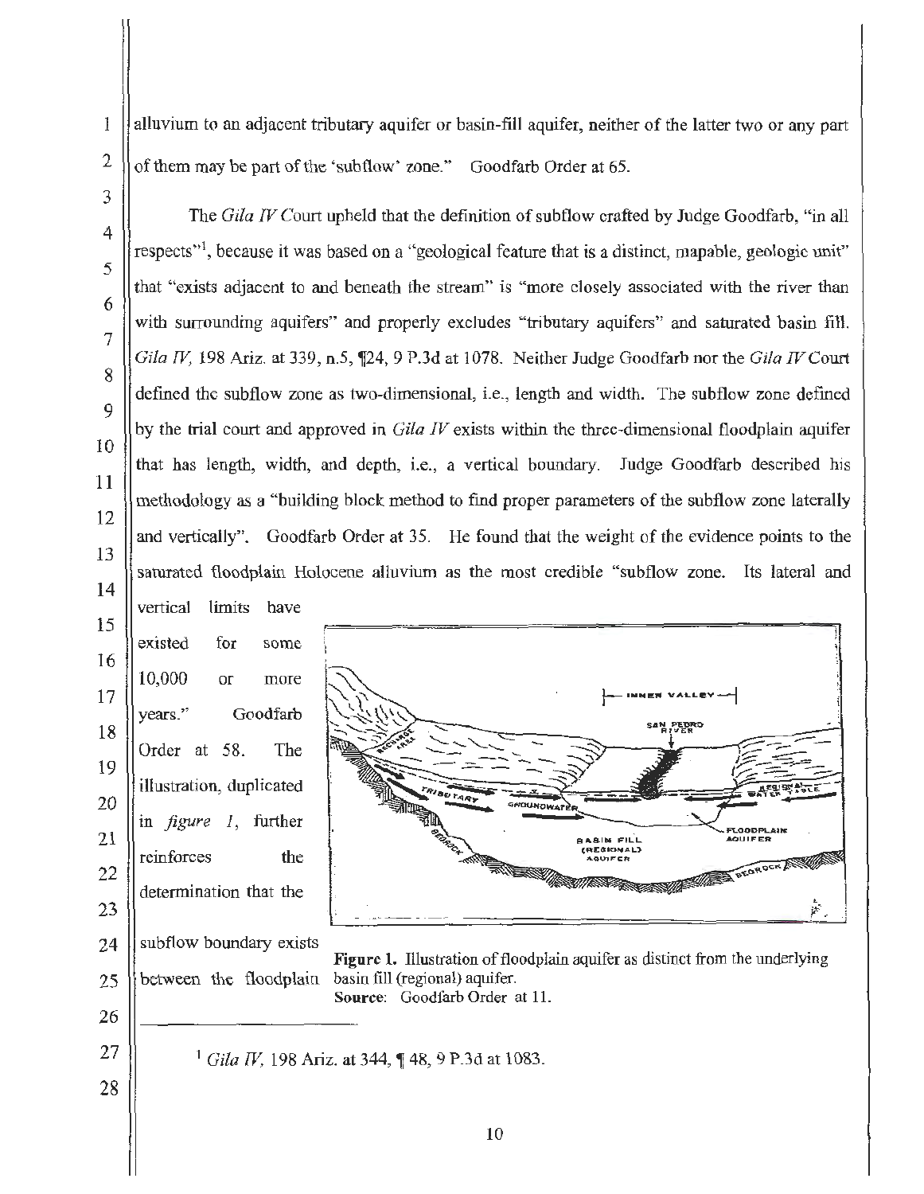alluvium to an adjacent tributary aquifer or basin-fill aquifer, neither of the latter two or any part of them may be part of the 'subflow' zone." Goodfarb Order at 65.

The *Gila IV* Court upheld that the definition of subflow crafted by Judge Goodfarb, "in all respects"[1], because it was based on a "geological feature that is a distinct, mapable, geologic unit" that "exists adjacent to and beneath the stream" is "more closely associated with the river than with surrounding aquifers" and properly excludes "tributary aquifers" and saturated basin fill. *Gila IV*, 198 Ariz. at 339, n.5, ¶24, 9 P.3d at 1078. Neither Judge Goodfarb nor the *Gila IV* Court defined the subflow zone as two-dimensional, i.e., length and width. The subflow zone defined by the trial court and approved in *Gila IV* exists within the three-dimensional floodplain aquifer that has length, width, and depth, i.e., a vertical boundary. Judge Goodfarb described his methodology as a "building block method to find proper parameters of the subflow zone laterally and vertically". Goodfarb Order at 35. He found that the weight of the evidence points to the saturated floodplain Holocene alluvium as the most credible "subflow zone. Its lateral and vertical limits have existed for some 10,000 or more years." Goodfarb Order at 58. The illustration, duplicated in *figure 1*, further reinforces the determination that the subflow boundary exists between the floodplain

**Figure 1.** Illustration of floodplain aquifer as distinct from the underlying basin fill (regional) aquifer.
**Source**: Goodfarb Order at 11.

---

[1] *Gila IV*, 198 Ariz. at 344, ¶ 48, 9 P.3d at 1083.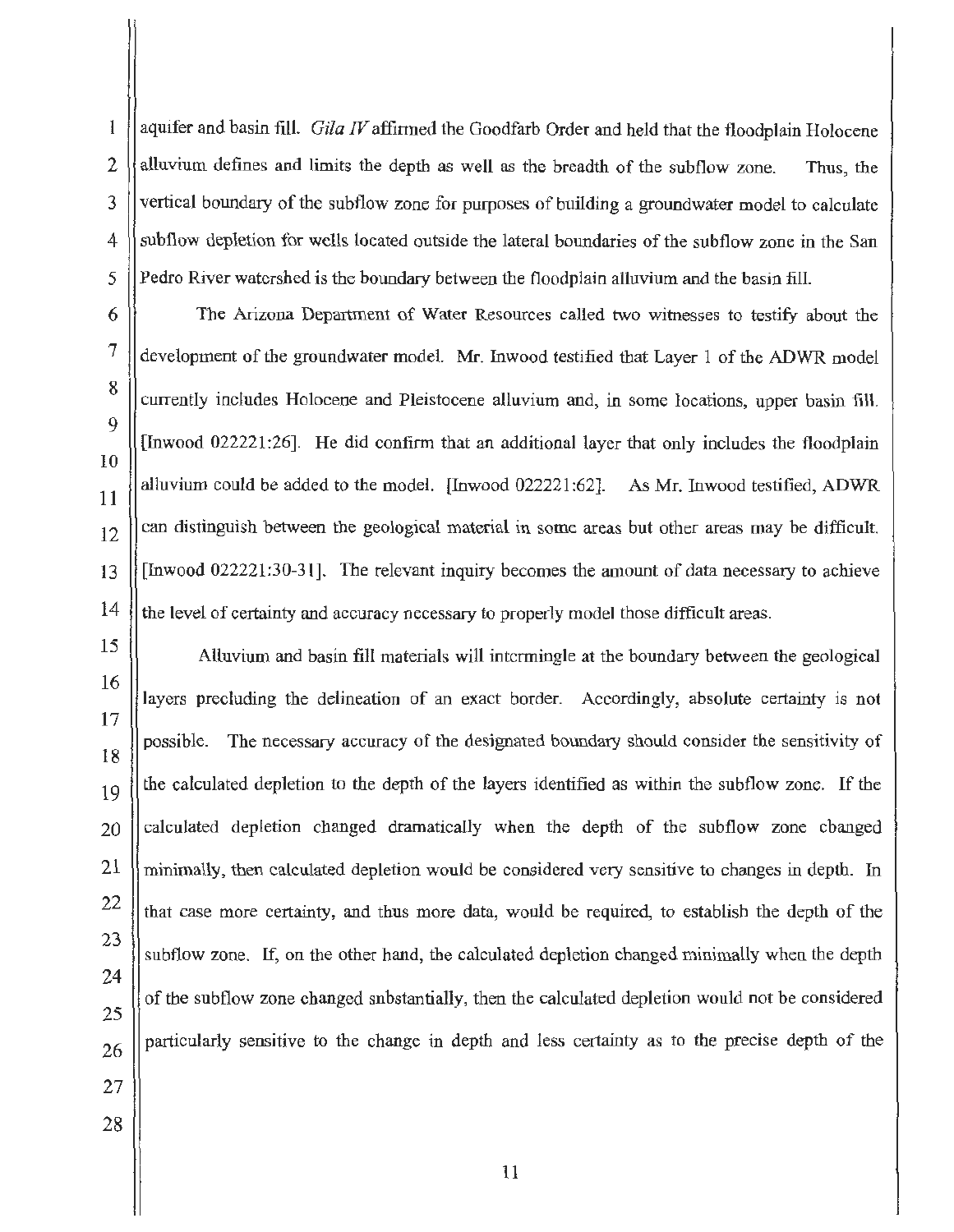aquifer and basin fill. *Gila IV* affirmed the Goodfarb Order and held that the floodplain Holocene alluvium defines and limits the depth as well as the breadth of the subflow zone. Thus, the vertical boundary of the subflow zone for purposes of building a groundwater model to calculate subflow depletion for wells located outside the lateral boundaries of the subflow zone in the San Pedro River watershed is the boundary between the floodplain alluvium and the basin fill.

The Arizona Department of Water Resources called two witnesses to testify about the development of the groundwater model. Mr. Inwood testified that Layer 1 of the ADWR model currently includes Holocene and Pleistocene alluvium and, in some locations, upper basin fill. [Inwood 022221:26]. He did confirm that an additional layer that only includes the floodplain alluvium could be added to the model. [Inwood 022221:62]. As Mr. Inwood testified, ADWR can distinguish between the geological material in some areas but other areas may be difficult. [Inwood 022221:30-31]. The relevant inquiry becomes the amount of data necessary to achieve the level of certainty and accuracy necessary to properly model those difficult areas.

Alluvium and basin fill materials will intermingle at the boundary between the geological layers precluding the delineation of an exact border. Accordingly, absolute certainty is not possible. The necessary accuracy of the designated boundary should consider the sensitivity of the calculated depletion to the depth of the layers identified as within the subflow zone. If the calculated depletion changed dramatically when the depth of the subflow zone changed minimally, then calculated depletion would be considered very sensitive to changes in depth. In that case more certainty, and thus more data, would be required, to establish the depth of the subflow zone. If, on the other hand, the calculated depletion changed minimally when the depth of the subflow zone changed substantially, then the calculated depletion would not be considered particularly sensitive to the change in depth and less certainty as to the precise depth of the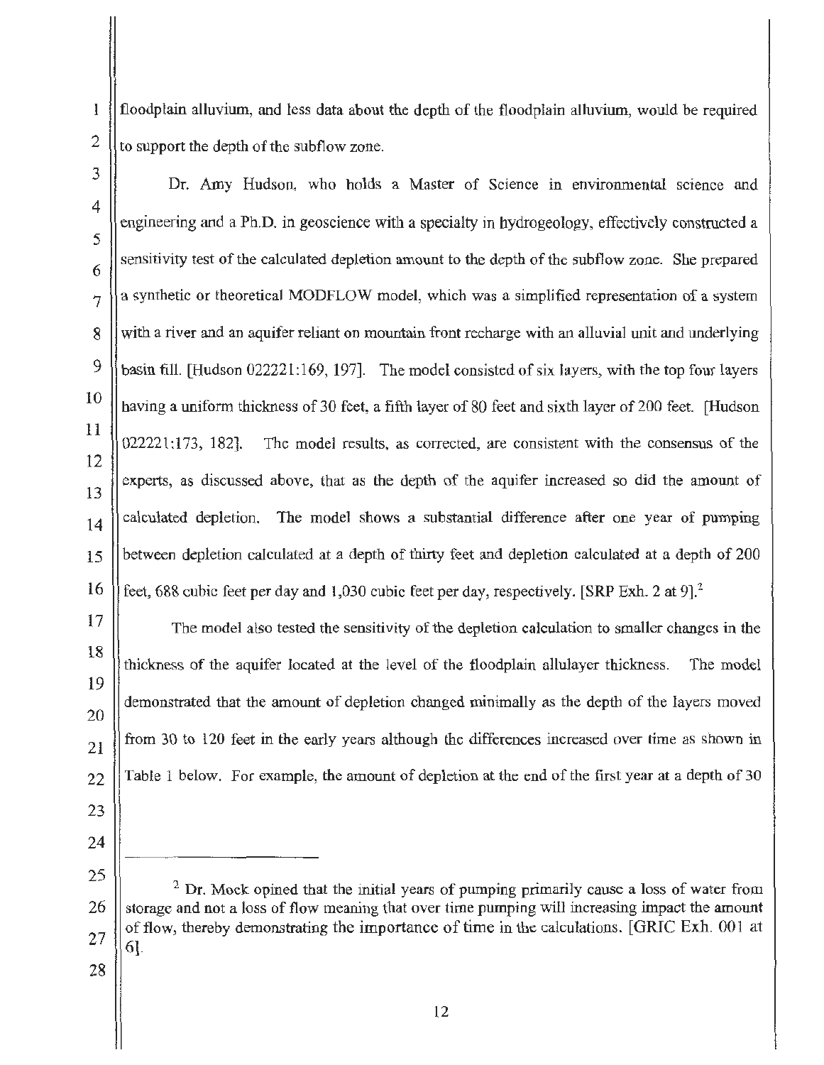floodplain alluvium, and less data about the depth of the floodplain alluvium, would be required to support the depth of the subflow zone.

Dr. Amy Hudson, who holds a Master of Science in environmental science and engineering and a Ph.D. in geoscience with a specialty in hydrogeology, effectively constructed a sensitivity test of the calculated depletion amount to the depth of the subflow zone. She prepared a synthetic or theoretical MODFLOW model, which was a simplified representation of a system with a river and an aquifer reliant on mountain front recharge with an alluvial unit and underlying basin fill. [Hudson 022221:169, 197]. The model consisted of six layers, with the top four layers having a uniform thickness of 30 feet, a fifth layer of 80 feet and sixth layer of 200 feet. [Hudson 022221:173, 182]. The model results, as corrected, are consistent with the consensus of the experts, as discussed above, that as the depth of the aquifer increased so did the amount of calculated depletion. The model shows a substantial difference after one year of pumping between depletion calculated at a depth of thirty feet and depletion calculated at a depth of 200 feet, 688 cubic feet per day and 1,030 cubic feet per day, respectively. [SRP Exh. 2 at 9].[2]

The model also tested the sensitivity of the depletion calculation to smaller changes in the thickness of the aquifer located at the level of the floodplain allulayer thickness. The model demonstrated that the amount of depletion changed minimally as the depth of the layers moved from 30 to 120 feet in the early years although the differences increased over time as shown in Table 1 below. For example, the amount of depletion at the end of the first year at a depth of 30

---

[2] Dr. Mock opined that the initial years of pumping primarily cause a loss of water from storage and not a loss of flow meaning that over time pumping will increasing impact the amount of flow, thereby demonstrating the importance of time in the calculations. [GRIC Exh. 001 at 6].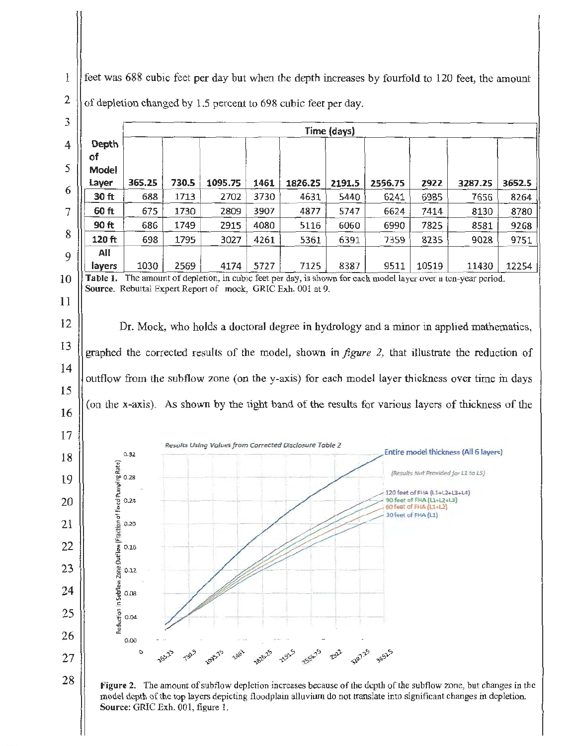feet was 688 cubic feet per day but when the depth increases by fourfold to 120 feet, the amount of depletion changed by 1.5 percent to 698 cubic feet per day.

| Depth of Model Layer | Time (days) | | | | | | | | | |
|---|---|---|---|---|---|---|---|---|---|---|
| | 365.25 | 730.5 | 1095.75 | 1461 | 1826.25 | 2191.5 | 2556.75 | 2922 | 3287.25 | 3652.5 |
| 30 ft | 688 | 1713 | 2702 | 3730 | 4631 | 5440 | 6241 | 6985 | 7656 | 8264 |
| 60 ft | 675 | 1730 | 2809 | 3907 | 4877 | 5747 | 6624 | 7414 | 8130 | 8780 |
| 90 ft | 686 | 1749 | 2915 | 4080 | 5116 | 6060 | 6990 | 7825 | 8581 | 9268 |
| 120 ft | 698 | 1795 | 3027 | 4261 | 5361 | 6391 | 7359 | 8235 | 9028 | 9751 |
| All layers | 1030 | 2569 | 4174 | 5727 | 7125 | 8387 | 9511 | 10519 | 11430 | 12254 |

**Table 1.** The amount of depletion, in cubic feet per day, is shown for each model layer over a ten-year period. **Source.** Rebuttal Expert Report of mock, GRIC Exh. 001 at 9.

Dr. Mock, who holds a doctoral degree in hydrology and a minor in applied mathematics, graphed the corrected results of the model, shown in *figure 2*, that illustrate the reduction of outflow from the subflow zone (on the y-axis) for each model layer thickness over time in days (on the x-axis). As shown by the tight band of the results for various layers of thickness of the

**Figure 2.** The amount of subflow depletion increases because of the depth of the subflow zone, but changes in the model depth of the top layers depicting floodplain alluvium do not translate into significant changes in depletion. **Source:** GRIC Exh. 001, figure 1.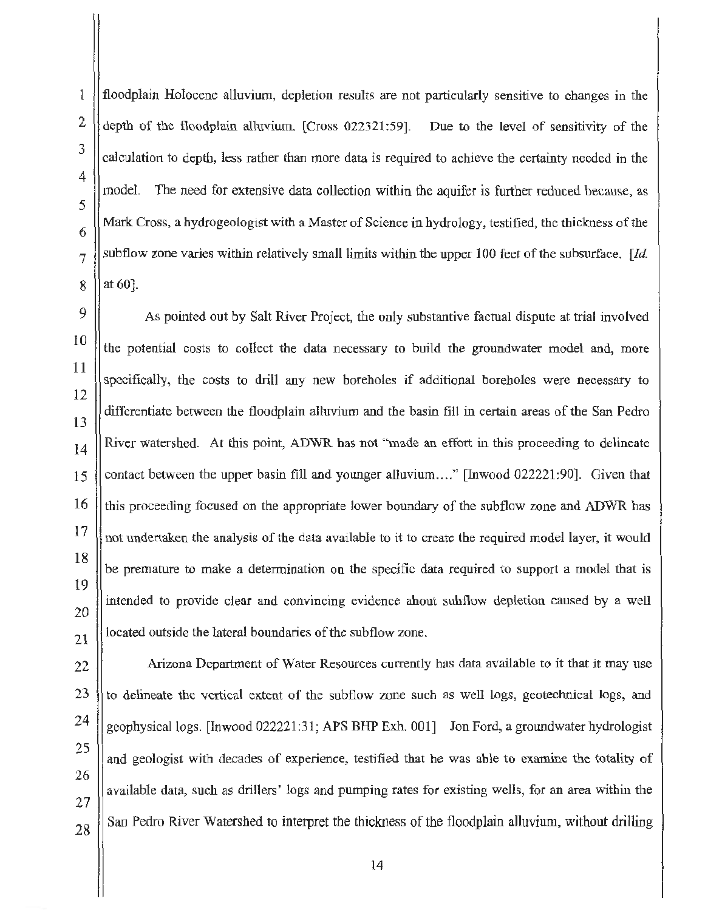floodplain Holocene alluvium, depletion results are not particularly sensitive to changes in the depth of the floodplain alluvium. [Cross 022321:59]. Due to the level of sensitivity of the calculation to depth, less rather than more data is required to achieve the certainty needed in the model. The need for extensive data collection within the aquifer is further reduced because, as Mark Cross, a hydrogeologist with a Master of Science in hydrology, testified, the thickness of the subflow zone varies within relatively small limits within the upper 100 feet of the subsurface. [*Id.* at 60].

As pointed out by Salt River Project, the only substantive factual dispute at trial involved the potential costs to collect the data necessary to build the groundwater model and, more specifically, the costs to drill any new boreholes if additional boreholes were necessary to differentiate between the floodplain alluvium and the basin fill in certain areas of the San Pedro River watershed. At this point, ADWR has not "made an effort in this proceeding to delineate contact between the upper basin fill and younger alluvium…." [Inwood 022221:90]. Given that this proceeding focused on the appropriate lower boundary of the subflow zone and ADWR has not undertaken the analysis of the data available to it to create the required model layer, it would be premature to make a determination on the specific data required to support a model that is intended to provide clear and convincing evidence about subflow depletion caused by a well located outside the lateral boundaries of the subflow zone.

Arizona Department of Water Resources currently has data available to it that it may use to delineate the vertical extent of the subflow zone such as well logs, geotechnical logs, and geophysical logs. [Inwood 022221:31; APS BHP Exh. 001] Jon Ford, a groundwater hydrologist and geologist with decades of experience, testified that he was able to examine the totality of available data, such as drillers' logs and pumping rates for existing wells, for an area within the San Pedro River Watershed to interpret the thickness of the floodplain alluvium, without drilling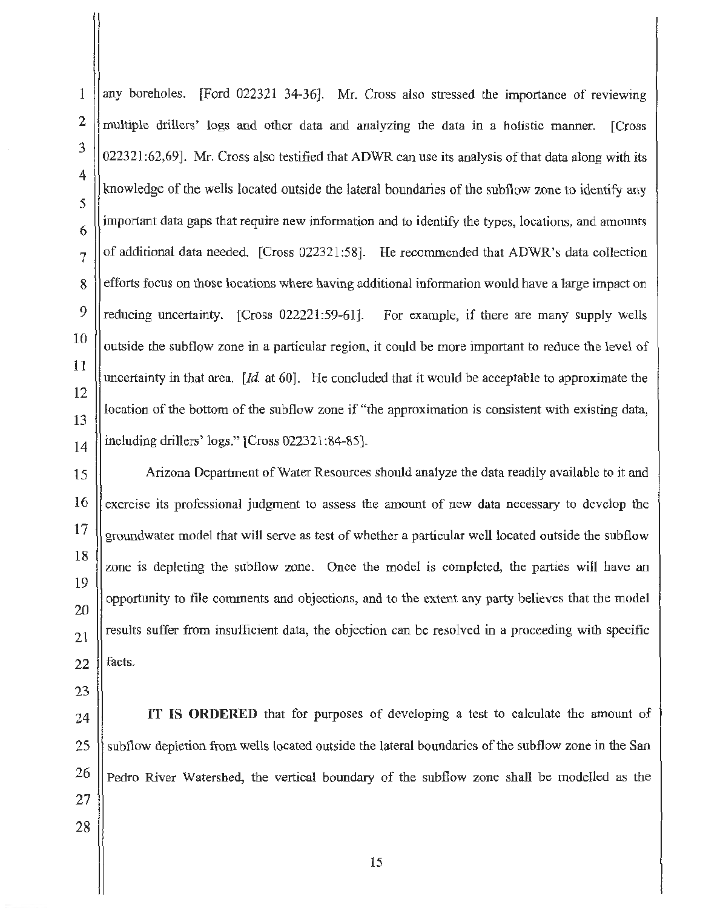any boreholes. [Ford 022321 34-36]. Mr. Cross also stressed the importance of reviewing multiple drillers' logs and other data and analyzing the data in a holistic manner. [Cross 022321:62,69]. Mr. Cross also testified that ADWR can use its analysis of that data along with its knowledge of the wells located outside the lateral boundaries of the subflow zone to identify any important data gaps that require new information and to identify the types, locations, and amounts of additional data needed. [Cross 022321:58]. He recommended that ADWR's data collection efforts focus on those locations where having additional information would have a large impact on reducing uncertainty. [Cross 022221:59-61]. For example, if there are many supply wells outside the subflow zone in a particular region, it could be more important to reduce the level of uncertainty in that area. [*Id.* at 60]. He concluded that it would be acceptable to approximate the location of the bottom of the subflow zone if "the approximation is consistent with existing data, including drillers' logs." [Cross 022321:84-85].

Arizona Department of Water Resources should analyze the data readily available to it and exercise its professional judgment to assess the amount of new data necessary to develop the groundwater model that will serve as test of whether a particular well located outside the subflow zone is depleting the subflow zone. Once the model is completed, the parties will have an opportunity to file comments and objections, and to the extent any party believes that the model results suffer from insufficient data, the objection can be resolved in a proceeding with specific facts.

**IT IS ORDERED** that for purposes of developing a test to calculate the amount of subflow depletion from wells located outside the lateral boundaries of the subflow zone in the San Pedro River Watershed, the vertical boundary of the subflow zone shall be modelled as the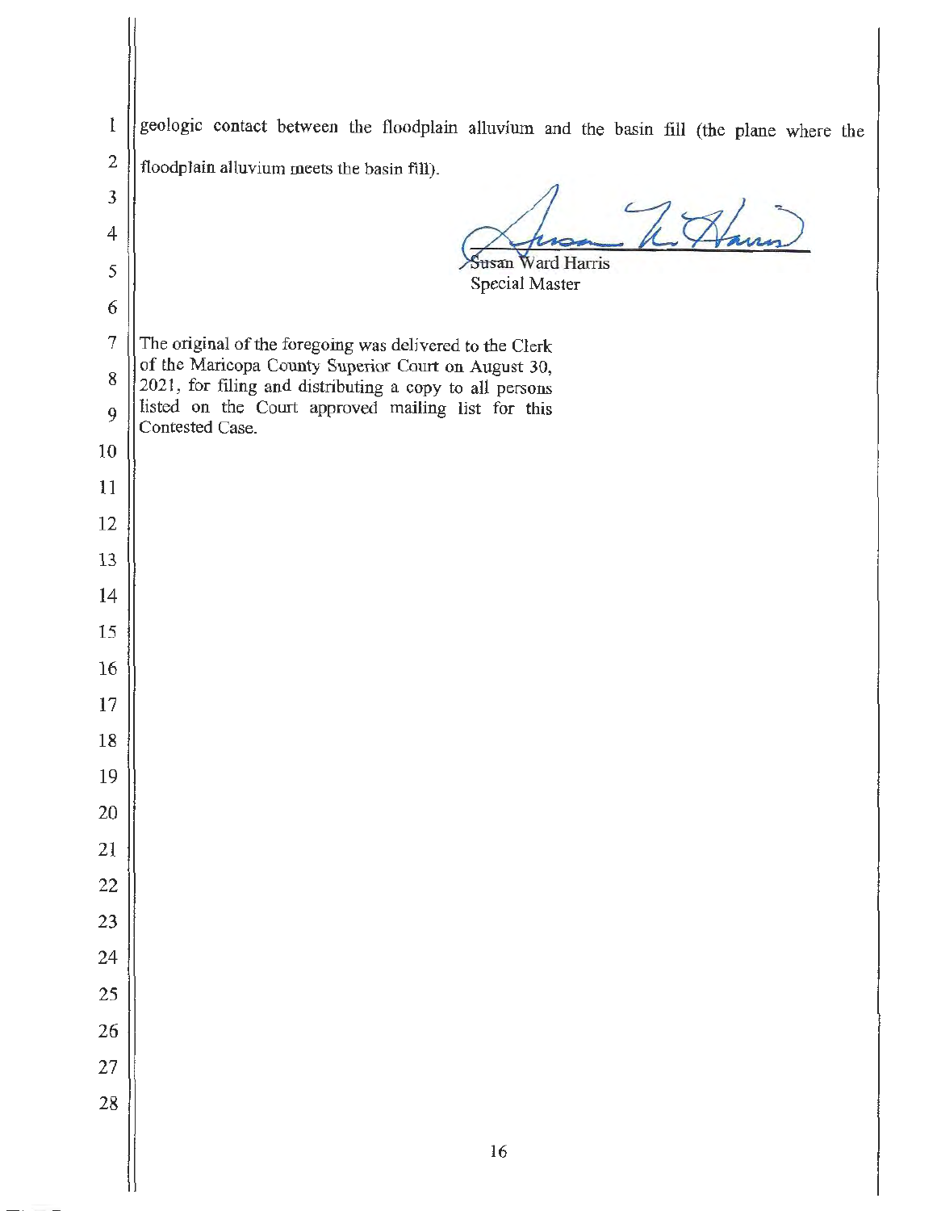geologic contact between the floodplain alluvium and the basin fill (the plane where the floodplain alluvium meets the basin fill).

Susan Ward Harris
Special Master

The original of the foregoing was delivered to the Clerk of the Maricopa County Superior Court on August 30, 2021, for filing and distributing a copy to all persons listed on the Court approved mailing list for this Contested Case.